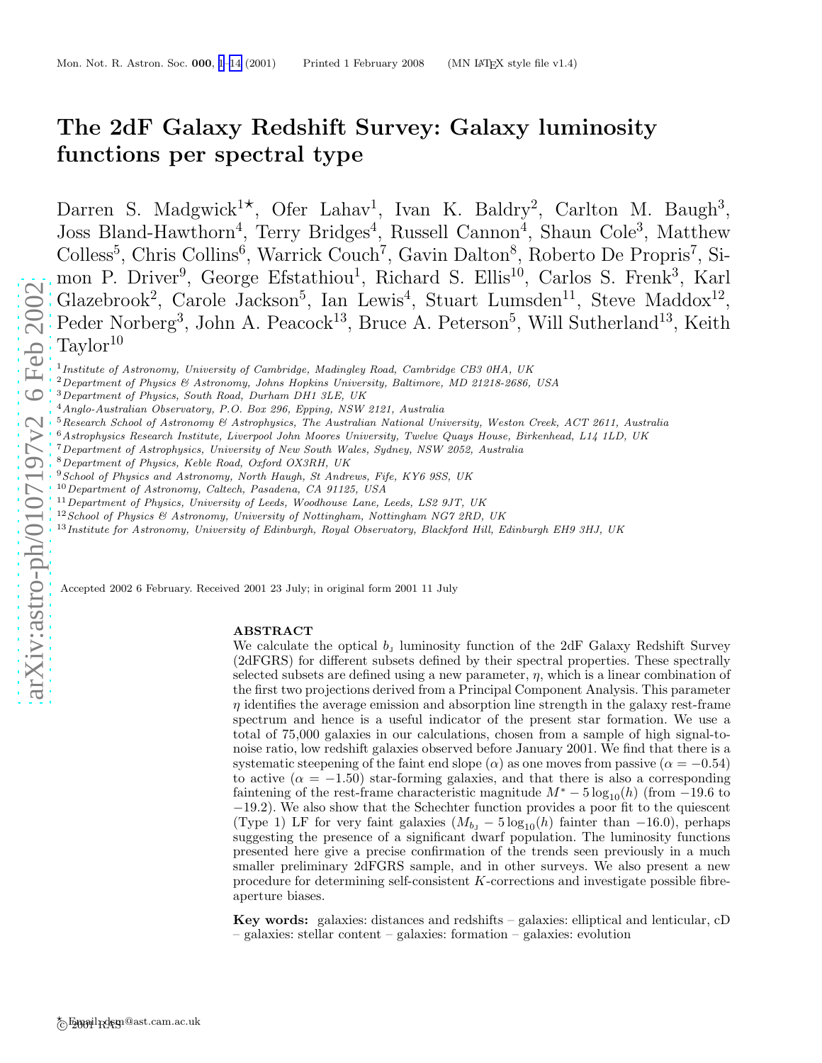# The 2dF Galaxy Redshift Survey: Galaxy luminosity functions per spectral type

Darren S. Madgwick[1⋆], Ofer Lahav[1], Ivan K. Baldry[2], Carlton M. Baugh[3], Joss Bland-Hawthorn[4], Terry Bridges[4], Russell Cannon[4], Shaun Cole[3], Matthew Colless[5], Chris Collins[6], Warrick Couch[7], Gavin Dalton[8], Roberto De Propris[7], Simon P. Driver[9], George Efstathiou[1], Richard S. Ellis[10], Carlos S. Frenk[3], Karl Glazebrook[2], Carole Jackson[5], Ian Lewis[4], Stuart Lumsden[11], Steve Maddox[12], Peder Norberg[3], John A. Peacock[13], Bruce A. Peterson[5], Will Sutherland[13], Keith Taylor[10]

[1] *Institute of Astronomy, University of Cambridge, Madingley Road, Cambridge CB3 0HA, UK*
[2] *Department of Physics & Astronomy, Johns Hopkins University, Baltimore, MD 21218-2686, USA*
[3] *Department of Physics, South Road, Durham DH1 3LE, UK*
[4] *Anglo-Australian Observatory, P.O. Box 296, Epping, NSW 2121, Australia*
[5] *Research School of Astronomy & Astrophysics, The Australian National University, Weston Creek, ACT 2611, Australia*
[6] *Astrophysics Research Institute, Liverpool John Moores University, Twelve Quays House, Birkenhead, L14 1LD, UK*
[7] *Department of Astrophysics, University of New South Wales, Sydney, NSW 2052, Australia*
[8] *Department of Physics, Keble Road, Oxford OX3RH, UK*
[9] *School of Physics and Astronomy, North Haugh, St Andrews, Fife, KY6 9SS, UK*
[10] *Department of Astronomy, Caltech, Pasadena, CA 91125, USA*
[11] *Department of Physics, University of Leeds, Woodhouse Lane, Leeds, LS2 9JT, UK*
[12] *School of Physics & Astronomy, University of Nottingham, Nottingham NG7 2RD, UK*
[13] *Institute for Astronomy, University of Edinburgh, Royal Observatory, Blackford Hill, Edinburgh EH9 3HJ, UK*

Accepted 2002 6 February. Received 2001 23 July; in original form 2001 11 July

## ABSTRACT

We calculate the optical $b_{\rm J}$ luminosity function of the 2dF Galaxy Redshift Survey (2dFGRS) for different subsets defined by their spectral properties. These spectrally selected subsets are defined using a new parameter, $\eta$, which is a linear combination of the first two projections derived from a Principal Component Analysis. This parameter $\eta$ identifies the average emission and absorption line strength in the galaxy rest-frame spectrum and hence is a useful indicator of the present star formation. We use a total of 75,000 galaxies in our calculations, chosen from a sample of high signal-to-noise ratio, low redshift galaxies observed before January 2001. We find that there is a systematic steepening of the faint end slope ($\alpha$) as one moves from passive ($\alpha = -0.54$) to active ($\alpha = -1.50$) star-forming galaxies, and that there is also a corresponding faintening of the rest-frame characteristic magnitude $M^* - 5\log_{10}(h)$ (from $-19.6$ to $-19.2$). We also show that the Schechter function provides a poor fit to the quiescent (Type 1) LF for very faint galaxies ($M_{b_{\rm J}} - 5\log_{10}(h)$ fainter than $-16.0$), perhaps suggesting the presence of a significant dwarf population. The luminosity functions presented here give a precise confirmation of the trends seen previously in a much smaller preliminary 2dFGRS sample, and in other surveys. We also present a new procedure for determining self-consistent $K$-corrections and investigate possible fibre-aperture biases.

**Key words:** galaxies: distances and redshifts – galaxies: elliptical and lenticular, cD – galaxies: stellar content – galaxies: formation – galaxies: evolution

⋆ Email: dsm@ast.cam.ac.uk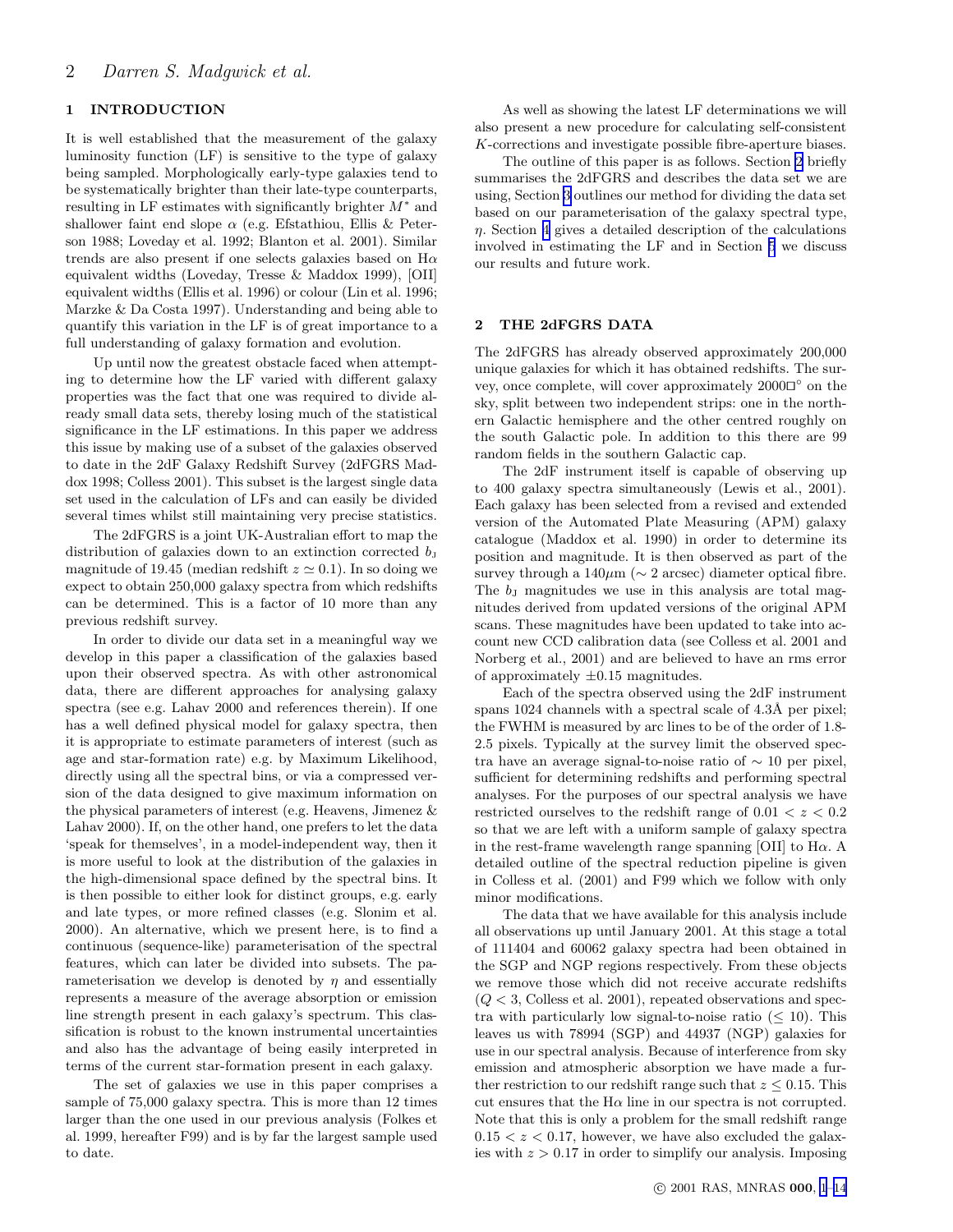## 1 INTRODUCTION

It is well established that the measurement of the galaxy luminosity function (LF) is sensitive to the type of galaxy being sampled. Morphologically early-type galaxies tend to be systematically brighter than their late-type counterparts, resulting in LF estimates with significantly brighter $M^*$ and shallower faint end slope $\alpha$ (e.g. Efstathiou, Ellis & Peterson 1988; Loveday et al. 1992; Blanton et al. 2001). Similar trends are also present if one selects galaxies based on H$\alpha$ equivalent widths (Loveday, Tresse & Maddox 1999), [OII] equivalent widths (Ellis et al. 1996) or colour (Lin et al. 1996; Marzke & Da Costa 1997). Understanding and being able to quantify this variation in the LF is of great importance to a full understanding of galaxy formation and evolution.

Up until now the greatest obstacle faced when attempting to determine how the LF varied with different galaxy properties was the fact that one was required to divide already small data sets, thereby losing much of the statistical significance in the LF estimations. In this paper we address this issue by making use of a subset of the galaxies observed to date in the 2dF Galaxy Redshift Survey (2dFGRS Maddox 1998; Colless 2001). This subset is the largest single data set used in the calculation of LFs and can easily be divided several times whilst still maintaining very precise statistics.

The 2dFGRS is a joint UK-Australian effort to map the distribution of galaxies down to an extinction corrected $b_{\rm J}$ magnitude of 19.45 (median redshift $z \simeq 0.1$). In so doing we expect to obtain 250,000 galaxy spectra from which redshifts can be determined. This is a factor of 10 more than any previous redshift survey.

In order to divide our data set in a meaningful way we develop in this paper a classification of the galaxies based upon their observed spectra. As with other astronomical data, there are different approaches for analysing galaxy spectra (see e.g. Lahav 2000 and references therein). If one has a well defined physical model for galaxy spectra, then it is appropriate to estimate parameters of interest (such as age and star-formation rate) e.g. by Maximum Likelihood, directly using all the spectral bins, or via a compressed version of the data designed to give maximum information on the physical parameters of interest (e.g. Heavens, Jimenez & Lahav 2000). If, on the other hand, one prefers to let the data 'speak for themselves', in a model-independent way, then it is more useful to look at the distribution of the galaxies in the high-dimensional space defined by the spectral bins. It is then possible to either look for distinct groups, e.g. early and late types, or more refined classes (e.g. Slonim et al. 2000). An alternative, which we present here, is to find a continuous (sequence-like) parameterisation of the spectral features, which can later be divided into subsets. The parameterisation we develop is denoted by $\eta$ and essentially represents a measure of the average absorption or emission line strength present in each galaxy's spectrum. This classification is robust to the known instrumental uncertainties and also has the advantage of being easily interpreted in terms of the current star-formation present in each galaxy.

The set of galaxies we use in this paper comprises a sample of 75,000 galaxy spectra. This is more than 12 times larger than the one used in our previous analysis (Folkes et al. 1999, hereafter F99) and is by far the largest sample used to date.

As well as showing the latest LF determinations we will also present a new procedure for calculating self-consistent $K$-corrections and investigate possible fibre-aperture biases.

The outline of this paper is as follows. Section 2 briefly summarises the 2dFGRS and describes the data set we are using, Section 3 outlines our method for dividing the data set based on our parameterisation of the galaxy spectral type, $\eta$. Section 4 gives a detailed description of the calculations involved in estimating the LF and in Section 5 we discuss our results and future work.

## 2 THE 2dFGRS DATA

The 2dFGRS has already observed approximately 200,000 unique galaxies for which it has obtained redshifts. The survey, once complete, will cover approximately 2000$\square^\circ$ on the sky, split between two independent strips: one in the northern Galactic hemisphere and the other centred roughly on the south Galactic pole. In addition to this there are 99 random fields in the southern Galactic cap.

The 2dF instrument itself is capable of observing up to 400 galaxy spectra simultaneously (Lewis et al., 2001). Each galaxy has been selected from a revised and extended version of the Automated Plate Measuring (APM) galaxy catalogue (Maddox et al. 1990) in order to determine its position and magnitude. It is then observed as part of the survey through a 140$\mu$m ($\sim 2$ arcsec) diameter optical fibre. The $b_{\rm J}$ magnitudes we use in this analysis are total magnitudes derived from updated versions of the original APM scans. These magnitudes have been updated to take into account new CCD calibration data (see Colless et al. 2001 and Norberg et al., 2001) and are believed to have an rms error of approximately $\pm 0.15$ magnitudes.

Each of the spectra observed using the 2dF instrument spans 1024 channels with a spectral scale of 4.3Å per pixel; the FWHM is measured by arc lines to be of the order of 1.8-2.5 pixels. Typically at the survey limit the observed spectra have an average signal-to-noise ratio of $\sim 10$ per pixel, sufficient for determining redshifts and performing spectral analyses. For the purposes of our spectral analysis we have restricted ourselves to the redshift range of $0.01 < z < 0.2$ so that we are left with a uniform sample of galaxy spectra in the rest-frame wavelength range spanning [OII] to H$\alpha$. A detailed outline of the spectral reduction pipeline is given in Colless et al. (2001) and F99 which we follow with only minor modifications.

The data that we have available for this analysis include all observations up until January 2001. At this stage a total of 111404 and 60062 galaxy spectra had been obtained in the SGP and NGP regions respectively. From these objects we remove those which did not receive accurate redshifts ($Q < 3$, Colless et al. 2001), repeated observations and spectra with particularly low signal-to-noise ratio ($\leq 10$). This leaves us with 78994 (SGP) and 44937 (NGP) galaxies for use in our spectral analysis. Because of interference from sky emission and atmospheric absorption we have made a further restriction to our redshift range such that $z \leq 0.15$. This cut ensures that the H$\alpha$ line in our spectra is not corrupted. Note that this is only a problem for the small redshift range $0.15 < z < 0.17$, however, we have also excluded the galaxies with $z > 0.17$ in order to simplify our analysis. Imposing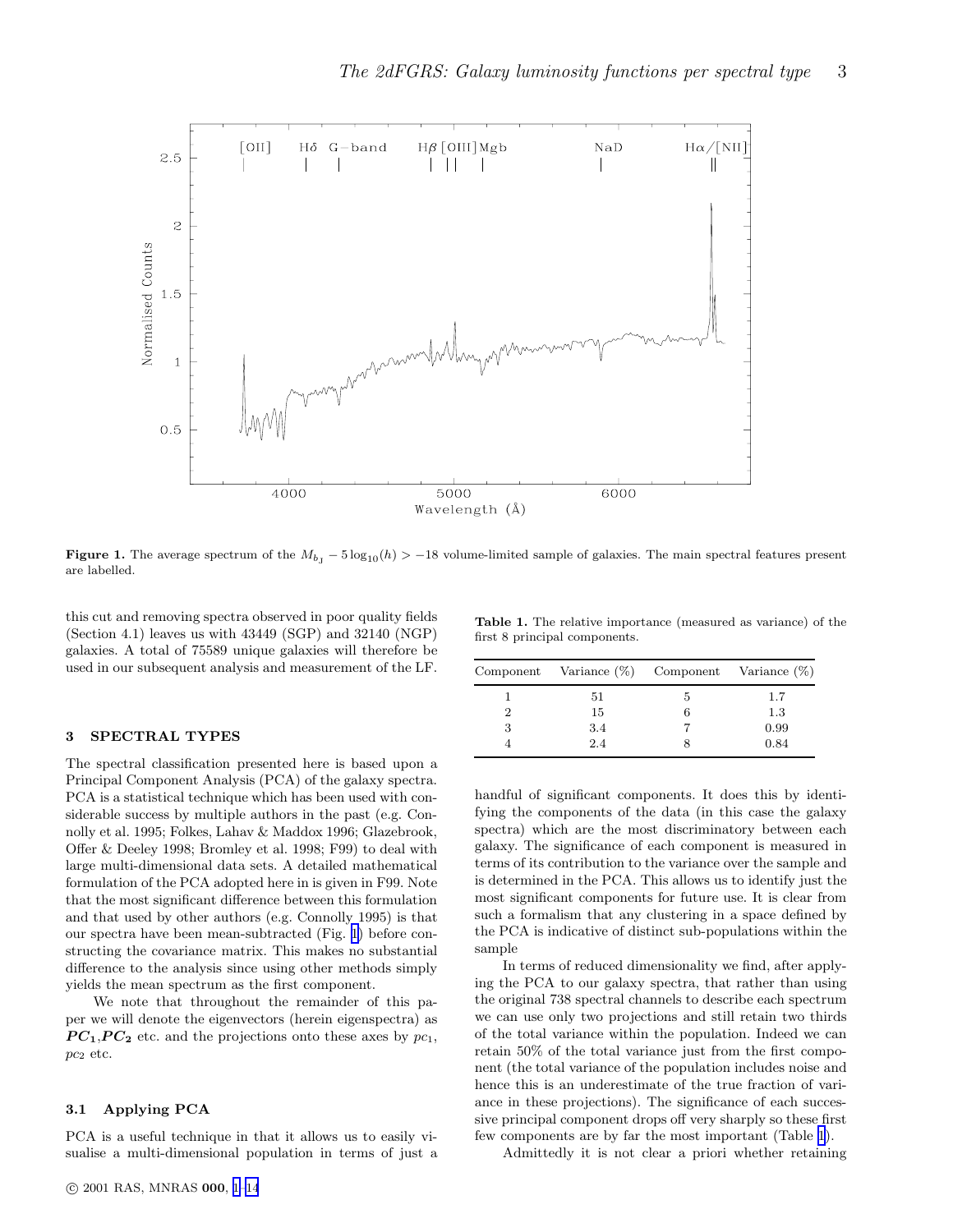**Figure 1.** The average spectrum of the $M_{b_J} - 5\log_{10}(h) > -18$ volume-limited sample of galaxies. The main spectral features present are labelled.

this cut and removing spectra observed in poor quality fields (Section 4.1) leaves us with 43449 (SGP) and 32140 (NGP) galaxies. A total of 75589 unique galaxies will therefore be used in our subsequent analysis and measurement of the LF.

## 3 SPECTRAL TYPES

The spectral classification presented here is based upon a Principal Component Analysis (PCA) of the galaxy spectra. PCA is a statistical technique which has been used with considerable success by multiple authors in the past (e.g. Connolly et al. 1995; Folkes, Lahav & Maddox 1996; Glazebrook, Offer & Deeley 1998; Bromley et al. 1998; F99) to deal with large multi-dimensional data sets. A detailed mathematical formulation of the PCA adopted here in is given in F99. Note that the most significant difference between this formulation and that used by other authors (e.g. Connolly 1995) is that our spectra have been mean-subtracted (Fig. 1) before constructing the covariance matrix. This makes no substantial difference to the analysis since using other methods simply yields the mean spectrum as the first component.

We note that throughout the remainder of this paper we will denote the eigenvectors (herein eigenspectra) as $\boldsymbol{PC_1}$,$\boldsymbol{PC_2}$ etc. and the projections onto these axes by $pc_1$, $pc_2$ etc.

### 3.1 Applying PCA

PCA is a useful technique in that it allows us to easily visualise a multi-dimensional population in terms of just a handful of significant components. It does this by identifying the components of the data (in this case the galaxy spectra) which are the most discriminatory between each galaxy. The significance of each component is measured in terms of its contribution to the variance over the sample and is determined in the PCA. This allows us to identify just the most significant components for future use. It is clear from such a formalism that any clustering in a space defined by the PCA is indicative of distinct sub-populations within the sample

**Table 1.** The relative importance (measured as variance) of the first 8 principal components.

| Component | Variance (%) | Component | Variance (%) |
|---|---|---|---|
| 1 | 51 | 5 | 1.7 |
| 2 | 15 | 6 | 1.3 |
| 3 | 3.4 | 7 | 0.99 |
| 4 | 2.4 | 8 | 0.84 |

In terms of reduced dimensionality we find, after applying the PCA to our galaxy spectra, that rather than using the original 738 spectral channels to describe each spectrum we can use only two projections and still retain two thirds of the total variance within the population. Indeed we can retain 50% of the total variance just from the first component (the total variance of the population includes noise and hence this is an underestimate of the true fraction of variance in these projections). The significance of each successive principal component drops off very sharply so these first few components are by far the most important (Table 1).

Admittedly it is not clear a priori whether retaining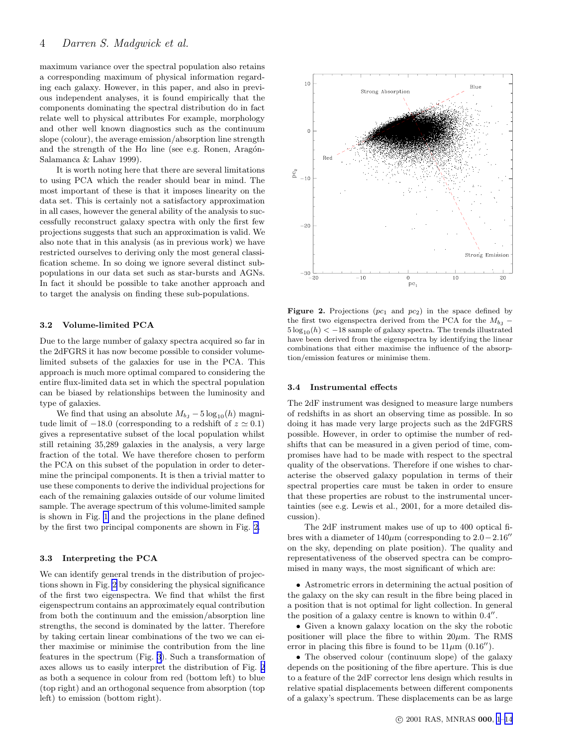maximum variance over the spectral population also retains a corresponding maximum of physical information regarding each galaxy. However, in this paper, and also in previous independent analyses, it is found empirically that the components dominating the spectral distribution do in fact relate well to physical attributes For example, morphology and other well known diagnostics such as the continuum slope (colour), the average emission/absorption line strength and the strength of the H$\alpha$ line (see e.g. Ronen, Aragón-Salamanca & Lahav 1999).

It is worth noting here that there are several limitations to using PCA which the reader should bear in mind. The most important of these is that it imposes linearity on the data set. This is certainly not a satisfactory approximation in all cases, however the general ability of the analysis to successfully reconstruct galaxy spectra with only the first few projections suggests that such an approximation is valid. We also note that in this analysis (as in previous work) we have restricted ourselves to deriving only the most general classification scheme. In so doing we ignore several distinct sub-populations in our data set such as star-bursts and AGNs. In fact it should be possible to take another approach and to target the analysis on finding these sub-populations.

### 3.2 Volume-limited PCA

Due to the large number of galaxy spectra acquired so far in the 2dFGRS it has now become possible to consider volume-limited subsets of the galaxies for use in the PCA. This approach is much more optimal compared to considering the entire flux-limited data set in which the spectral population can be biased by relationships between the luminosity and type of galaxies.

We find that using an absolute $M_{b_J} - 5\log_{10}(h)$ magnitude limit of $-18.0$ (corresponding to a redshift of $z \simeq 0.1$) gives a representative subset of the local population whilst still retaining 35,289 galaxies in the analysis, a very large fraction of the total. We have therefore chosen to perform the PCA on this subset of the population in order to determine the principal components. It is then a trivial matter to use these components to derive the individual projections for each of the remaining galaxies outside of our volume limited sample. The average spectrum of this volume-limited sample is shown in Fig. 1 and the projections in the plane defined by the first two principal components are shown in Fig. 2.

### 3.3 Interpreting the PCA

We can identify general trends in the distribution of projections shown in Fig. 2 by considering the physical significance of the first two eigenspectra. We find that whilst the first eigenspectrum contains an approximately equal contribution from both the continuum and the emission/absorption line strengths, the second is dominated by the latter. Therefore by taking certain linear combinations of the two we can either maximise or minimise the contribution from the line features in the spectrum (Fig. 3). Such a transformation of axes allows us to easily interpret the distribution of Fig. 2 as both a sequence in colour from red (bottom left) to blue (top right) and an orthogonal sequence from absorption (top left) to emission (bottom right).

**Figure 2.** Projections ($pc_1$ and $pc_2$) in the space defined by the first two eigenspectra derived from the PCA for the $M_{b_J} - 5\log_{10}(h) < -18$ sample of galaxy spectra. The trends illustrated have been derived from the eigenspectra by identifying the linear combinations that either maximise the influence of the absorption/emission features or minimise them.

### 3.4 Instrumental effects

The 2dF instrument was designed to measure large numbers of redshifts in as short an observing time as possible. In so doing it has made very large projects such as the 2dFGRS possible. However, in order to optimise the number of redshifts that can be measured in a given period of time, compromises have had to be made with respect to the spectral quality of the observations. Therefore if one wishes to characterise the observed galaxy population in terms of their spectral properties care must be taken in order to ensure that these properties are robust to the instrumental uncertainties (see e.g. Lewis et al., 2001, for a more detailed discussion).

The 2dF instrument makes use of up to 400 optical fibres with a diameter of 140$\mu$m (corresponding to $2.0-2.16''$ on the sky, depending on plate position). The quality and representativeness of the observed spectra can be compromised in many ways, the most significant of which are:

- Astrometric errors in determining the actual position of the galaxy on the sky can result in the fibre being placed in a position that is not optimal for light collection. In general the position of a galaxy centre is known to within $0.4''$.
- Given a known galaxy location on the sky the robotic positioner will place the fibre to within 20$\mu$m. The RMS error in placing this fibre is found to be 11$\mu$m ($0.16''$).
- The observed colour (continuum slope) of the galaxy depends on the positioning of the fibre aperture. This is due to a feature of the 2dF corrector lens design which results in relative spatial displacements between different components of a galaxy's spectrum. These displacements can be as large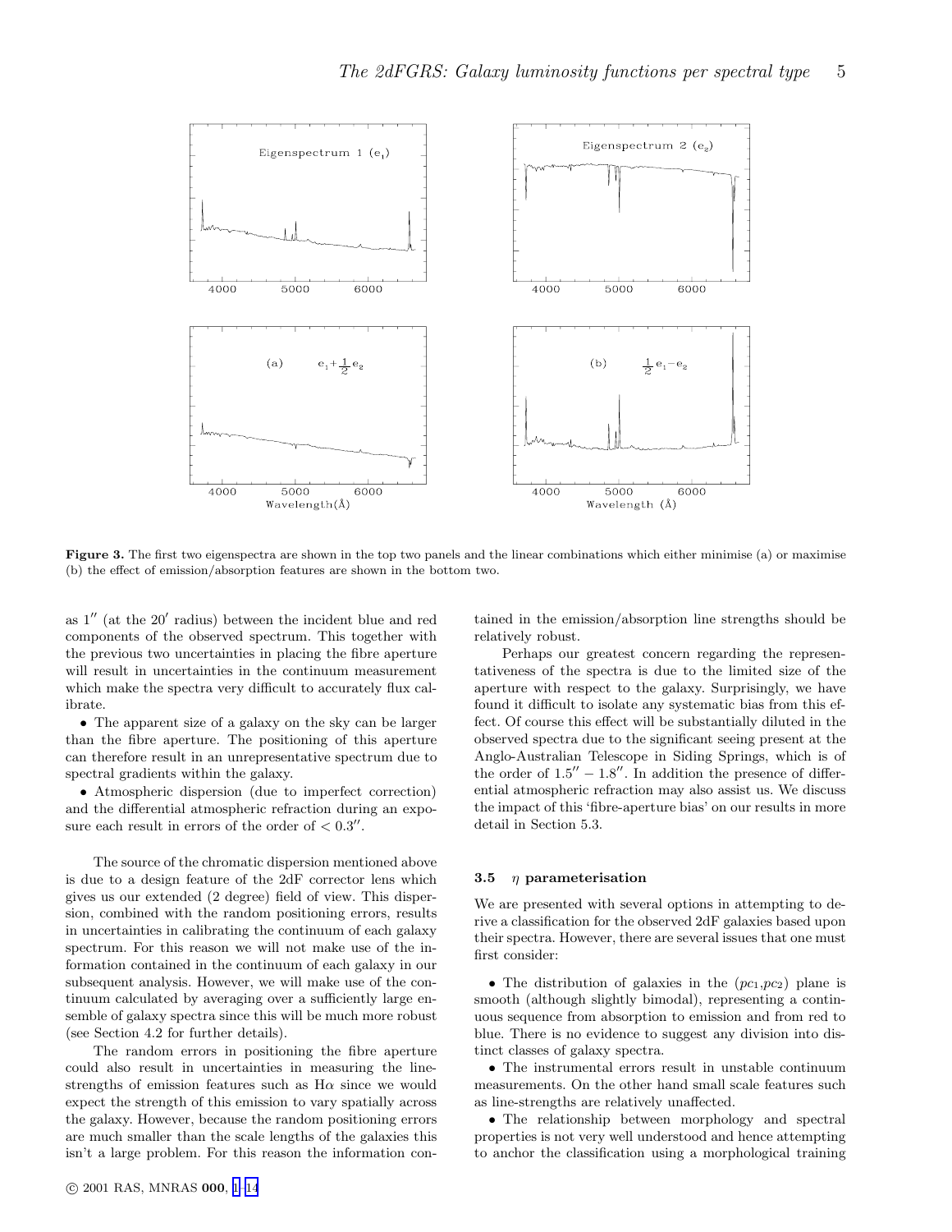Figure 3. The first two eigenspectra are shown in the top two panels and the linear combinations which either minimise (a) or maximise (b) the effect of emission/absorption features are shown in the bottom two.

as 1″ (at the 20′ radius) between the incident blue and red components of the observed spectrum. This together with the previous two uncertainties in placing the fibre aperture will result in uncertainties in the continuum measurement which make the spectra very difficult to accurately flux calibrate.

- The apparent size of a galaxy on the sky can be larger than the fibre aperture. The positioning of this aperture can therefore result in an unrepresentative spectrum due to spectral gradients within the galaxy.
- Atmospheric dispersion (due to imperfect correction) and the differential atmospheric refraction during an exposure each result in errors of the order of $< 0.3''$.

The source of the chromatic dispersion mentioned above is due to a design feature of the 2dF corrector lens which gives us our extended (2 degree) field of view. This dispersion, combined with the random positioning errors, results in uncertainties in calibrating the continuum of each galaxy spectrum. For this reason we will not make use of the information contained in the continuum of each galaxy in our subsequent analysis. However, we will make use of the continuum calculated by averaging over a sufficiently large ensemble of galaxy spectra since this will be much more robust (see Section 4.2 for further details).

The random errors in positioning the fibre aperture could also result in uncertainties in measuring the line-strengths of emission features such as H$\alpha$ since we would expect the strength of this emission to vary spatially across the galaxy. However, because the random positioning errors are much smaller than the scale lengths of the galaxies this isn't a large problem. For this reason the information contained in the emission/absorption line strengths should be relatively robust.

Perhaps our greatest concern regarding the representativeness of the spectra is due to the limited size of the aperture with respect to the galaxy. Surprisingly, we have found it difficult to isolate any systematic bias from this effect. Of course this effect will be substantially diluted in the observed spectra due to the significant seeing present at the Anglo-Australian Telescope in Siding Springs, which is of the order of $1.5'' - 1.8''$. In addition the presence of differential atmospheric refraction may also assist us. We discuss the impact of this 'fibre-aperture bias' on our results in more detail in Section 5.3.

### 3.5 $\eta$ parameterisation

We are presented with several options in attempting to derive a classification for the observed 2dF galaxies based upon their spectra. However, there are several issues that one must first consider:

- The distribution of galaxies in the ($pc_1$,$pc_2$) plane is smooth (although slightly bimodal), representing a continuous sequence from absorption to emission and from red to blue. There is no evidence to suggest any division into distinct classes of galaxy spectra.
- The instrumental errors result in unstable continuum measurements. On the other hand small scale features such as line-strengths are relatively unaffected.
- The relationship between morphology and spectral properties is not very well understood and hence attempting to anchor the classification using a morphological training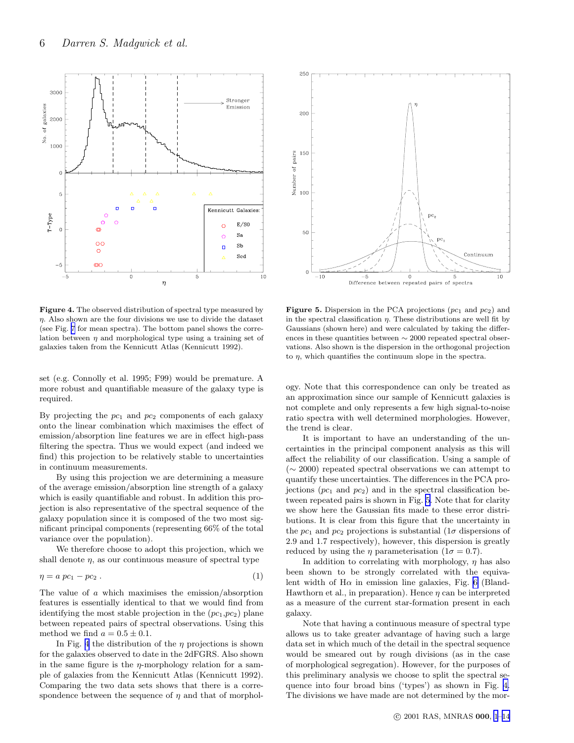**Figure 4.** The observed distribution of spectral type measured by $\eta$. Also shown are the four divisions we use to divide the dataset (see Fig. 7 for mean spectra). The bottom panel shows the correlation between $\eta$ and morphological type using a training set of galaxies taken from the Kennicutt Atlas (Kennicutt 1992).

**Figure 5.** Dispersion in the PCA projections ($pc_1$ and $pc_2$) and in the spectral classification $\eta$. These distributions are well fit by Gaussians (shown here) and were calculated by taking the differences in these quantities between $\sim 2000$ repeated spectral observations. Also shown is the dispersion in the orthogonal projection to $\eta$, which quantifies the continuum slope in the spectra.

set (e.g. Connolly et al. 1995; F99) would be premature. A more robust and quantifiable measure of the galaxy type is required.

By projecting the $pc_1$ and $pc_2$ components of each galaxy onto the linear combination which maximises the effect of emission/absorption line features we are in effect high-pass filtering the spectra. Thus we would expect (and indeed we find) this projection to be relatively stable to uncertainties in continuum measurements.

By using this projection we are determining a measure of the average emission/absorption line strength of a galaxy which is easily quantifiable and robust. In addition this projection is also representative of the spectral sequence of the galaxy population since it is composed of the two most significant principal components (representing 66% of the total variance over the population).

We therefore choose to adopt this projection, which we shall denote $\eta$, as our continuous measure of spectral type

$$\eta = a\, pc_1 - pc_2 \,. \tag{1}$$

The value of $a$ which maximises the emission/absorption features is essentially identical to that we would find from identifying the most stable projection in the ($pc_1$,$pc_2$) plane between repeated pairs of spectral observations. Using this method we find $a = 0.5 \pm 0.1$.

In Fig. 4 the distribution of the $\eta$ projections is shown for the galaxies observed to date in the 2dFGRS. Also shown in the same figure is the $\eta$-morphology relation for a sample of galaxies from the Kennicutt Atlas (Kennicutt 1992). Comparing the two data sets shows that there is a correspondence between the sequence of $\eta$ and that of morphology. Note that this correspondence can only be treated as an approximation since our sample of Kennicutt galaxies is not complete and only represents a few high signal-to-noise ratio spectra with well determined morphologies. However, the trend is clear.

It is important to have an understanding of the uncertainties in the principal component analysis as this will affect the reliability of our classification. Using a sample of ($\sim 2000$) repeated spectral observations we can attempt to quantify these uncertainties. The differences in the PCA projections ($pc_1$ and $pc_2$) and in the spectral classification between repeated pairs is shown in Fig. 5. Note that for clarity we show here the Gaussian fits made to these error distributions. It is clear from this figure that the uncertainty in the $pc_1$ and $pc_2$ projections is substantial ($1\sigma$ dispersions of 2.9 and 1.7 respectively), however, this dispersion is greatly reduced by using the $\eta$ parameterisation ($1\sigma = 0.7$).

In addition to correlating with morphology, $\eta$ has also been shown to be strongly correlated with the equivalent width of H$\alpha$ in emission line galaxies, Fig. 6 (Bland-Hawthorn et al., in preparation). Hence $\eta$ can be interpreted as a measure of the current star-formation present in each galaxy.

Note that having a continuous measure of spectral type allows us to take greater advantage of having such a large data set in which much of the detail in the spectral sequence would be smeared out by rough divisions (as in the case of morphological segregation). However, for the purposes of this preliminary analysis we choose to split the spectral sequence into four broad bins ('types') as shown in Fig. 4. The divisions we have made are not determined by the mor-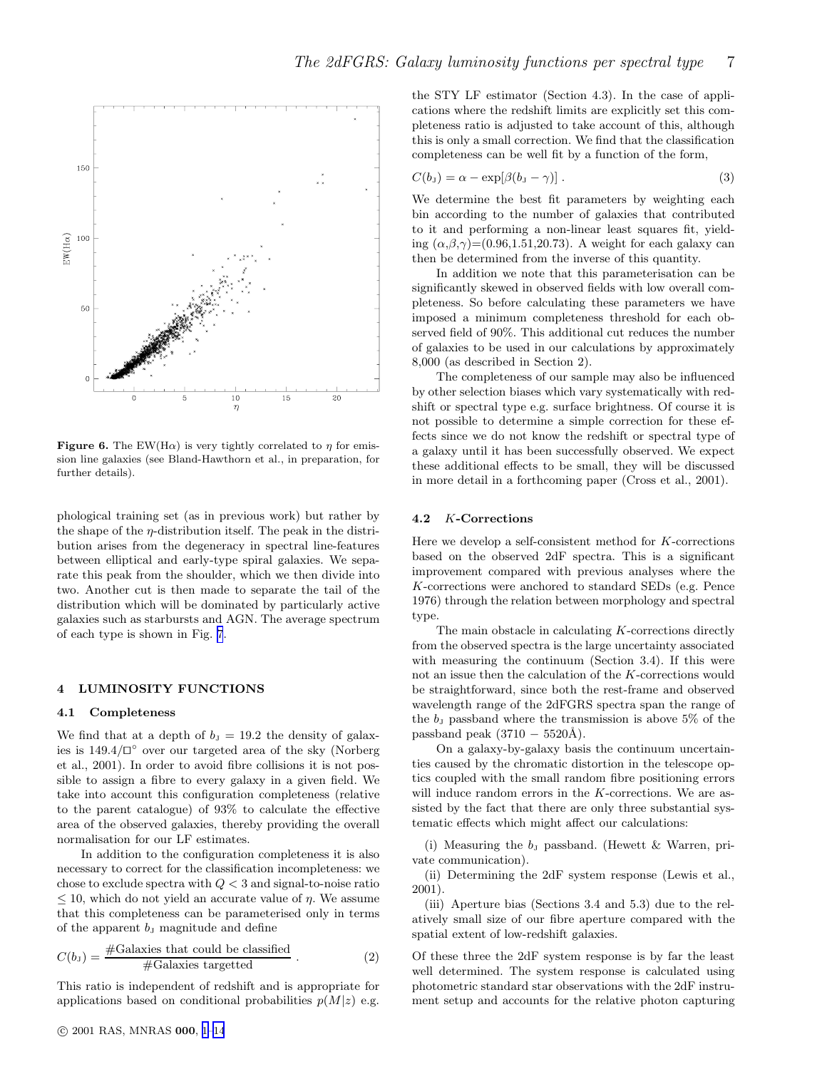**Figure 6.** The EW(H$\alpha$) is very tightly correlated to $\eta$ for emission line galaxies (see Bland-Hawthorn et al., in preparation, for further details).

phological training set (as in previous work) but rather by the shape of the $\eta$-distribution itself. The peak in the distribution arises from the degeneracy in spectral line-features between elliptical and early-type spiral galaxies. We separate this peak from the shoulder, which we then divide into two. Another cut is then made to separate the tail of the distribution which will be dominated by particularly active galaxies such as starbursts and AGN. The average spectrum of each type is shown in Fig. 7.

## 4 LUMINOSITY FUNCTIONS

### 4.1 Completeness

We find that at a depth of $b_J = 19.2$ the density of galaxies is $149.4/\square^\circ$ over our targeted area of the sky (Norberg et al., 2001). In order to avoid fibre collisions it is not possible to assign a fibre to every galaxy in a given field. We take into account this configuration completeness (relative to the parent catalogue) of 93% to calculate the effective area of the observed galaxies, thereby providing the overall normalisation for our LF estimates.

In addition to the configuration completeness it is also necessary to correct for the classification incompleteness: we chose to exclude spectra with $Q < 3$ and signal-to-noise ratio $\leq 10$, which do not yield an accurate value of $\eta$. We assume that this completeness can be parameterised only in terms of the apparent $b_J$ magnitude and define

$$C(b_J) = \frac{\#\text{Galaxies that could be classified}}{\#\text{Galaxies targetted}} . \quad (2)$$

This ratio is independent of redshift and is appropriate for applications based on conditional probabilities $p(M|z)$ e.g. the STY LF estimator (Section 4.3). In the case of applications where the redshift limits are explicitly set this completeness ratio is adjusted to take account of this, although this is only a small correction. We find that the classification completeness can be well fit by a function of the form,

$$C(b_J) = \alpha - \exp[\beta(b_J - \gamma)] . \quad (3)$$

We determine the best fit parameters by weighting each bin according to the number of galaxies that contributed to it and performing a non-linear least squares fit, yielding $(\alpha,\beta,\gamma)$=(0.96,1.51,20.73). A weight for each galaxy can then be determined from the inverse of this quantity.

In addition we note that this parameterisation can be significantly skewed in observed fields with low overall completeness. So before calculating these parameters we have imposed a minimum completeness threshold for each observed field of 90%. This additional cut reduces the number of galaxies to be used in our calculations by approximately 8,000 (as described in Section 2).

The completeness of our sample may also be influenced by other selection biases which vary systematically with redshift or spectral type e.g. surface brightness. Of course it is not possible to determine a simple correction for these effects since we do not know the redshift or spectral type of a galaxy until it has been successfully observed. We expect these additional effects to be small, they will be discussed in more detail in a forthcoming paper (Cross et al., 2001).

### 4.2 *K*-Corrections

Here we develop a self-consistent method for *K*-corrections based on the observed 2dF spectra. This is a significant improvement compared with previous analyses where the *K*-corrections were anchored to standard SEDs (e.g. Pence 1976) through the relation between morphology and spectral type.

The main obstacle in calculating *K*-corrections directly from the observed spectra is the large uncertainty associated with measuring the continuum (Section 3.4). If this were not an issue then the calculation of the *K*-corrections would be straightforward, since both the rest-frame and observed wavelength range of the 2dFGRS spectra span the range of the $b_J$ passband where the transmission is above 5% of the passband peak (3710 − 5520Å).

On a galaxy-by-galaxy basis the continuum uncertainties caused by the chromatic distortion in the telescope optics coupled with the small random fibre positioning errors will induce random errors in the *K*-corrections. We are assisted by the fact that there are only three substantial systematic effects which might affect our calculations:

(i) Measuring the $b_J$ passband. (Hewett & Warren, private communication).

(ii) Determining the 2dF system response (Lewis et al., 2001).

(iii) Aperture bias (Sections 3.4 and 5.3) due to the relatively small size of our fibre aperture compared with the spatial extent of low-redshift galaxies.

Of these three the 2dF system response is by far the least well determined. The system response is calculated using photometric standard star observations with the 2dF instrument setup and accounts for the relative photon capturing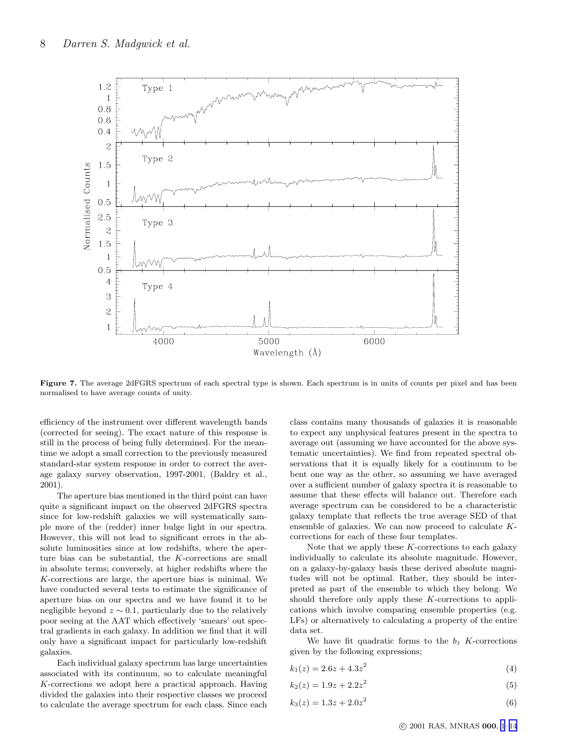**Figure 7.** The average 2dFGRS spectrum of each spectral type is shown. Each spectrum is in units of counts per pixel and has been normalised to have average counts of unity.

efficiency of the instrument over different wavelength bands (corrected for seeing). The exact nature of this response is still in the process of being fully determined. For the meantime we adopt a small correction to the previously measured standard-star system response in order to correct the average galaxy survey observation, 1997-2001, (Baldry et al., 2001).

The aperture bias mentioned in the third point can have quite a significant impact on the observed 2dFGRS spectra since for low-redshift galaxies we will systematically sample more of the (redder) inner bulge light in our spectra. However, this will not lead to significant errors in the absolute luminosities since at low redshifts, where the aperture bias can be substantial, the $K$-corrections are small in absolute terms; conversely, at higher redshifts where the $K$-corrections are large, the aperture bias is minimal. We have conducted several tests to estimate the significance of aperture bias on our spectra and we have found it to be negligible beyond $z \sim 0.1$, particularly due to the relatively poor seeing at the AAT which effectively 'smears' out spectral gradients in each galaxy. In addition we find that it will only have a significant impact for particularly low-redshift galaxies.

Each individual galaxy spectrum has large uncertainties associated with its continuum, so to calculate meaningful $K$-corrections we adopt here a practical approach. Having divided the galaxies into their respective classes we proceed to calculate the average spectrum for each class. Since each class contains many thousands of galaxies it is reasonable to expect any unphysical features present in the spectra to average out (assuming we have accounted for the above systematic uncertainties). We find from repeated spectral observations that it is equally likely for a continuum to be bent one way as the other, so assuming we have averaged over a sufficient number of galaxy spectra it is reasonable to assume that these effects will balance out. Therefore each average spectrum can be considered to be a characteristic galaxy template that reflects the true average SED of that ensemble of galaxies. We can now proceed to calculate $K$-corrections for each of these four templates.

Note that we apply these $K$-corrections to each galaxy individually to calculate its absolute magnitude. However, on a galaxy-by-galaxy basis these derived absolute magnitudes will not be optimal. Rather, they should be interpreted as part of the ensemble to which they belong. We should therefore only apply these $K$-corrections to applications which involve comparing ensemble properties (e.g. LFs) or alternatively to calculating a property of the entire data set.

We have fit quadratic forms to the $b_{\rm J}$ $K$-corrections given by the following expressions;

$$k_1(z) = 2.6z + 4.3z^2 \qquad (4)$$

$$k_2(z) = 1.9z + 2.2z^2 \qquad (5)$$

$$k_3(z) = 1.3z + 2.0z^2 \qquad (6)$$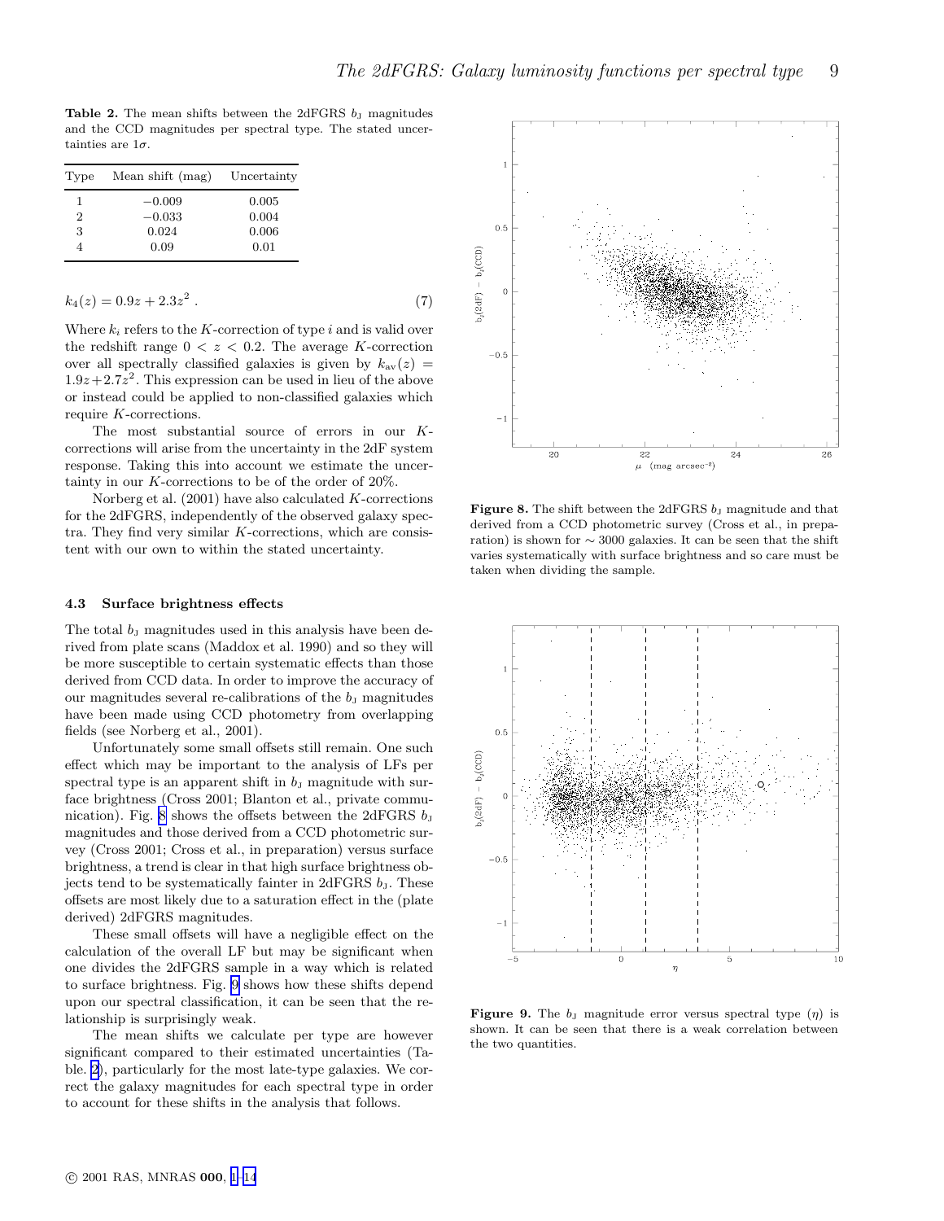**Table 2.** The mean shifts between the 2dFGRS $b_J$ magnitudes and the CCD magnitudes per spectral type. The stated uncertainties are $1\sigma$.

| Type | Mean shift (mag) | Uncertainty |
|---|---|---|
| 1 | $-0.009$ | 0.005 |
| 2 | $-0.033$ | 0.004 |
| 3 | 0.024 | 0.006 |
| 4 | 0.09 | 0.01 |

$$k_4(z) = 0.9z + 2.3z^2 \; . \tag{7}$$

Where $k_i$ refers to the $K$-correction of type $i$ and is valid over the redshift range $0 < z < 0.2$. The average $K$-correction over all spectrally classified galaxies is given by $k_{\rm av}(z) = 1.9z+2.7z^2$. This expression can be used in lieu of the above or instead could be applied to non-classified galaxies which require $K$-corrections.

The most substantial source of errors in our $K$-corrections will arise from the uncertainty in the 2dF system response. Taking this into account we estimate the uncertainty in our $K$-corrections to be of the order of 20%.

Norberg et al. (2001) have also calculated $K$-corrections for the 2dFGRS, independently of the observed galaxy spectra. They find very similar $K$-corrections, which are consistent with our own to within the stated uncertainty.

### 4.3 Surface brightness effects

The total $b_J$ magnitudes used in this analysis have been derived from plate scans (Maddox et al. 1990) and so they will be more susceptible to certain systematic effects than those derived from CCD data. In order to improve the accuracy of our magnitudes several re-calibrations of the $b_J$ magnitudes have been made using CCD photometry from overlapping fields (see Norberg et al., 2001).

Unfortunately some small offsets still remain. One such effect which may be important to the analysis of LFs per spectral type is an apparent shift in $b_J$ magnitude with surface brightness (Cross 2001; Blanton et al., private communication). Fig. 8 shows the offsets between the 2dFGRS $b_J$ magnitudes and those derived from a CCD photometric survey (Cross 2001; Cross et al., in preparation) versus surface brightness, a trend is clear in that high surface brightness objects tend to be systematically fainter in 2dFGRS $b_J$. These offsets are most likely due to a saturation effect in the (plate derived) 2dFGRS magnitudes.

These small offsets will have a negligible effect on the calculation of the overall LF but may be significant when one divides the 2dFGRS sample in a way which is related to surface brightness. Fig. 9 shows how these shifts depend upon our spectral classification, it can be seen that the relationship is surprisingly weak.

The mean shifts we calculate per type are however significant compared to their estimated uncertainties (Table. 2), particularly for the most late-type galaxies. We correct the galaxy magnitudes for each spectral type in order to account for these shifts in the analysis that follows.

**Figure 8.** The shift between the 2dFGRS $b_J$ magnitude and that derived from a CCD photometric survey (Cross et al., in preparation) is shown for $\sim 3000$ galaxies. It can be seen that the shift varies systematically with surface brightness and so care must be taken when dividing the sample.

**Figure 9.** The $b_J$ magnitude error versus spectral type ($\eta$) is shown. It can be seen that there is a weak correlation between the two quantities.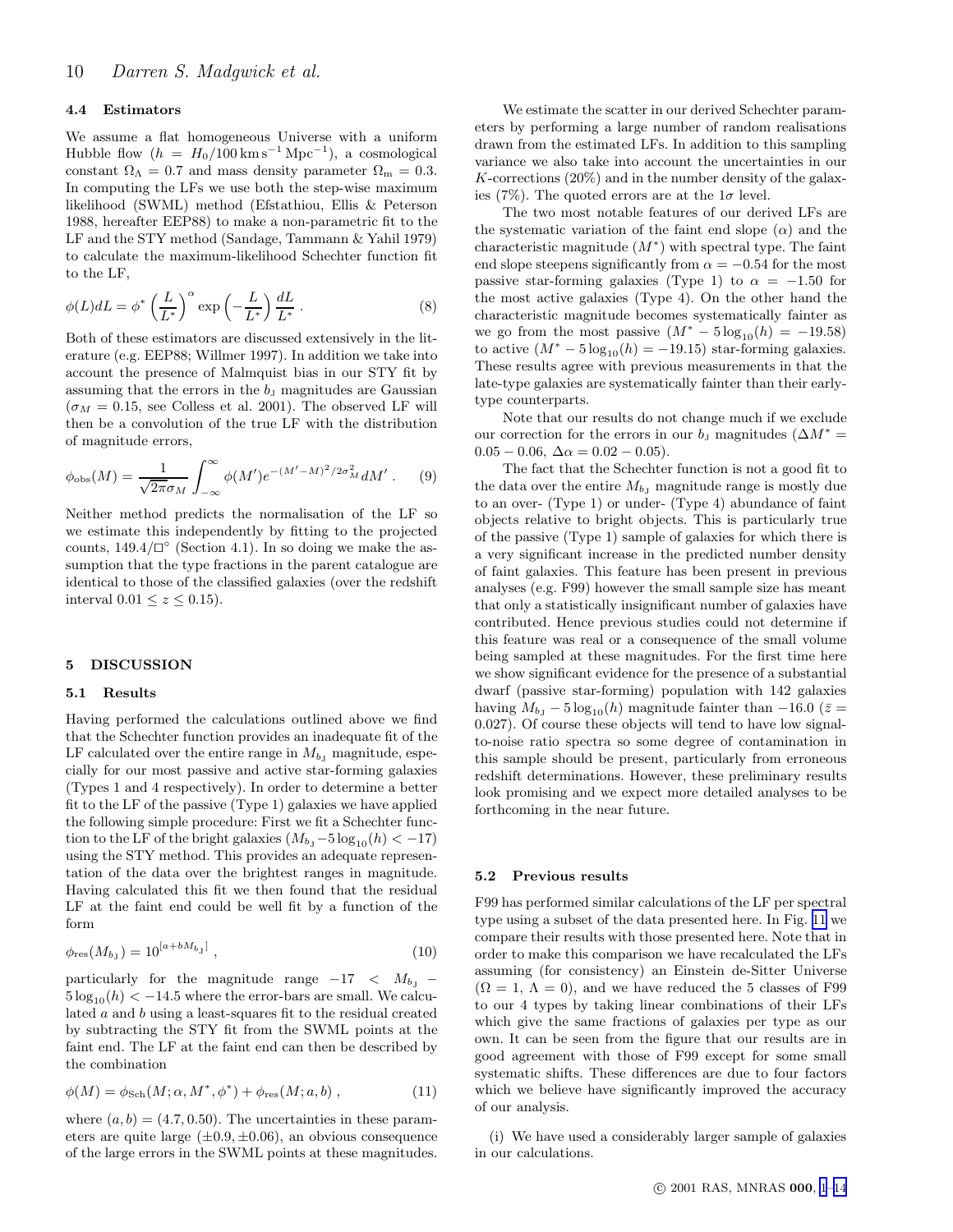### 4.4 Estimators

We assume a flat homogeneous Universe with a uniform Hubble flow ($h = H_0/100\,\mathrm{km\,s^{-1}\,Mpc^{-1}}$), a cosmological constant $\Omega_\Lambda = 0.7$ and mass density parameter $\Omega_\mathrm{m} = 0.3$. In computing the LFs we use both the step-wise maximum likelihood (SWML) method (Efstathiou, Ellis & Peterson 1988, hereafter EEP88) to make a non-parametric fit to the LF and the STY method (Sandage, Tammann & Yahil 1979) to calculate the maximum-likelihood Schechter function fit to the LF,

$$\phi(L)dL = \phi^* \left(\frac{L}{L^*}\right)^\alpha \exp\left(-\frac{L}{L^*}\right)\frac{dL}{L^*} \,. \quad (8)$$

Both of these estimators are discussed extensively in the literature (e.g. EEP88; Willmer 1997). In addition we take into account the presence of Malmquist bias in our STY fit by assuming that the errors in the $b_\mathrm{J}$ magnitudes are Gaussian ($\sigma_M = 0.15$, see Colless et al. 2001). The observed LF will then be a convolution of the true LF with the distribution of magnitude errors,

$$\phi_\mathrm{obs}(M) = \frac{1}{\sqrt{2\pi}\sigma_M}\int_{-\infty}^{\infty}\phi(M')e^{-(M'-M)^2/2\sigma_M^2}dM' \,. \quad (9)$$

Neither method predicts the normalisation of the LF so we estimate this independently by fitting to the projected counts, $149.4/\Box^\circ$ (Section 4.1). In so doing we make the assumption that the type fractions in the parent catalogue are identical to those of the classified galaxies (over the redshift interval $0.01 \le z \le 0.15$).

## 5 DISCUSSION

### 5.1 Results

Having performed the calculations outlined above we find that the Schechter function provides an inadequate fit of the LF calculated over the entire range in $M_{b_\mathrm{J}}$ magnitude, especially for our most passive and active star-forming galaxies (Types 1 and 4 respectively). In order to determine a better fit to the LF of the passive (Type 1) galaxies we have applied the following simple procedure: First we fit a Schechter function to the LF of the bright galaxies ($M_{b_\mathrm{J}} - 5\log_{10}(h) < -17$) using the STY method. This provides an adequate representation of the data over the brightest ranges in magnitude. Having calculated this fit we then found that the residual LF at the faint end could be well fit by a function of the form

$$\phi_\mathrm{res}(M_{b_\mathrm{J}}) = 10^{[a+bM_{b_\mathrm{J}}]} \,, \quad (10)$$

particularly for the magnitude range $-17 < M_{b_\mathrm{J}} - 5\log_{10}(h) < -14.5$ where the error-bars are small. We calculated $a$ and $b$ using a least-squares fit to the residual created by subtracting the STY fit from the SWML points at the faint end. The LF at the faint end can then be described by the combination

$$\phi(M) = \phi_\mathrm{Sch}(M;\alpha, M^*, \phi^*) + \phi_\mathrm{res}(M;a,b) \,, \quad (11)$$

where $(a,b) = (4.7, 0.50)$. The uncertainties in these parameters are quite large ($\pm 0.9, \pm 0.06$), an obvious consequence of the large errors in the SWML points at these magnitudes.

We estimate the scatter in our derived Schechter parameters by performing a large number of random realisations drawn from the estimated LFs. In addition to this sampling variance we also take into account the uncertainties in our $K$-corrections (20%) and in the number density of the galaxies (7%). The quoted errors are at the $1\sigma$ level.

The two most notable features of our derived LFs are the systematic variation of the faint end slope ($\alpha$) and the characteristic magnitude ($M^*$) with spectral type. The faint end slope steepens significantly from $\alpha = -0.54$ for the most passive star-forming galaxies (Type 1) to $\alpha = -1.50$ for the most active galaxies (Type 4). On the other hand the characteristic magnitude becomes systematically fainter as we go from the most passive ($M^* - 5\log_{10}(h) = -19.58$) to active ($M^* - 5\log_{10}(h) = -19.15$) star-forming galaxies. These results agree with previous measurements in that the late-type galaxies are systematically fainter than their early-type counterparts.

Note that our results do not change much if we exclude our correction for the errors in our $b_\mathrm{J}$ magnitudes ($\Delta M^* = 0.05 - 0.06$, $\Delta\alpha = 0.02 - 0.05$).

The fact that the Schechter function is not a good fit to the data over the entire $M_{b_\mathrm{J}}$ magnitude range is mostly due to an over- (Type 1) or under- (Type 4) abundance of faint objects relative to bright objects. This is particularly true of the passive (Type 1) sample of galaxies for which there is a very significant increase in the predicted number density of faint galaxies. This feature has been present in previous analyses (e.g. F99) however the small sample size has meant that only a statistically insignificant number of galaxies have contributed. Hence previous studies could not determine if this feature was real or a consequence of the small volume being sampled at these magnitudes. For the first time here we show significant evidence for the presence of a substantial dwarf (passive star-forming) population with 142 galaxies having $M_{b_\mathrm{J}} - 5\log_{10}(h)$ magnitude fainter than $-16.0$ ($\bar{z} = 0.027$). Of course these objects will tend to have low signal-to-noise ratio spectra so some degree of contamination in this sample should be present, particularly from erroneous redshift determinations. However, these preliminary results look promising and we expect more detailed analyses to be forthcoming in the near future.

### 5.2 Previous results

F99 has performed similar calculations of the LF per spectral type using a subset of the data presented here. In Fig. 11 we compare their results with those presented here. Note that in order to make this comparison we have recalculated the LFs assuming (for consistency) an Einstein de-Sitter Universe ($\Omega = 1$, $\Lambda = 0$), and we have reduced the 5 classes of F99 to our 4 types by taking linear combinations of their LFs which give the same fractions of galaxies per type as our own. It can be seen from the figure that our results are in good agreement with those of F99 except for some small systematic shifts. These differences are due to four factors which we believe have significantly improved the accuracy of our analysis.

(i) We have used a considerably larger sample of galaxies in our calculations.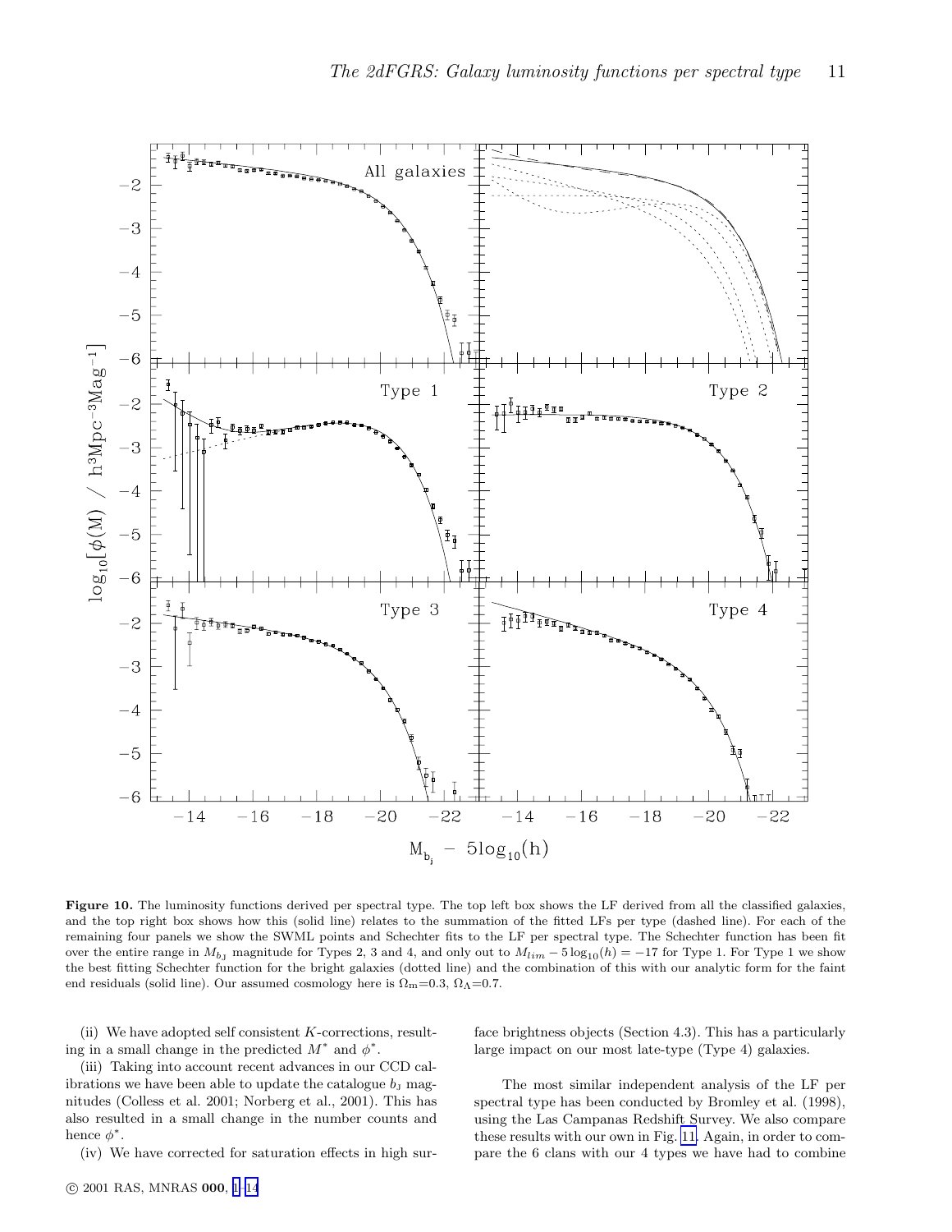**Figure 10.** The luminosity functions derived per spectral type. The top left box shows the LF derived from all the classified galaxies, and the top right box shows how this (solid line) relates to the summation of the fitted LFs per type (dashed line). For each of the remaining four panels we show the SWML points and Schechter fits to the LF per spectral type. The Schechter function has been fit over the entire range in $M_{b_J}$ magnitude for Types 2, 3 and 4, and only out to $M_{lim} - 5\log_{10}(h) = -17$ for Type 1. For Type 1 we show the best fitting Schechter function for the bright galaxies (dotted line) and the combination of this with our analytic form for the faint end residuals (solid line). Our assumed cosmology here is $\Omega_{\rm m}$=0.3, $\Omega_\Lambda$=0.7.

(ii) We have adopted self consistent $K$-corrections, resulting in a small change in the predicted $M^*$ and $\phi^*$.

(iii) Taking into account recent advances in our CCD calibrations we have been able to update the catalogue $b_{\rm J}$ magnitudes (Colless et al. 2001; Norberg et al., 2001). This has also resulted in a small change in the number counts and hence $\phi^*$.

(iv) We have corrected for saturation effects in high surface brightness objects (Section 4.3). This has a particularly large impact on our most late-type (Type 4) galaxies.

The most similar independent analysis of the LF per spectral type has been conducted by Bromley et al. (1998), using the Las Campanas Redshift Survey. We also compare these results with our own in Fig. 11. Again, in order to compare the 6 clans with our 4 types we have had to combine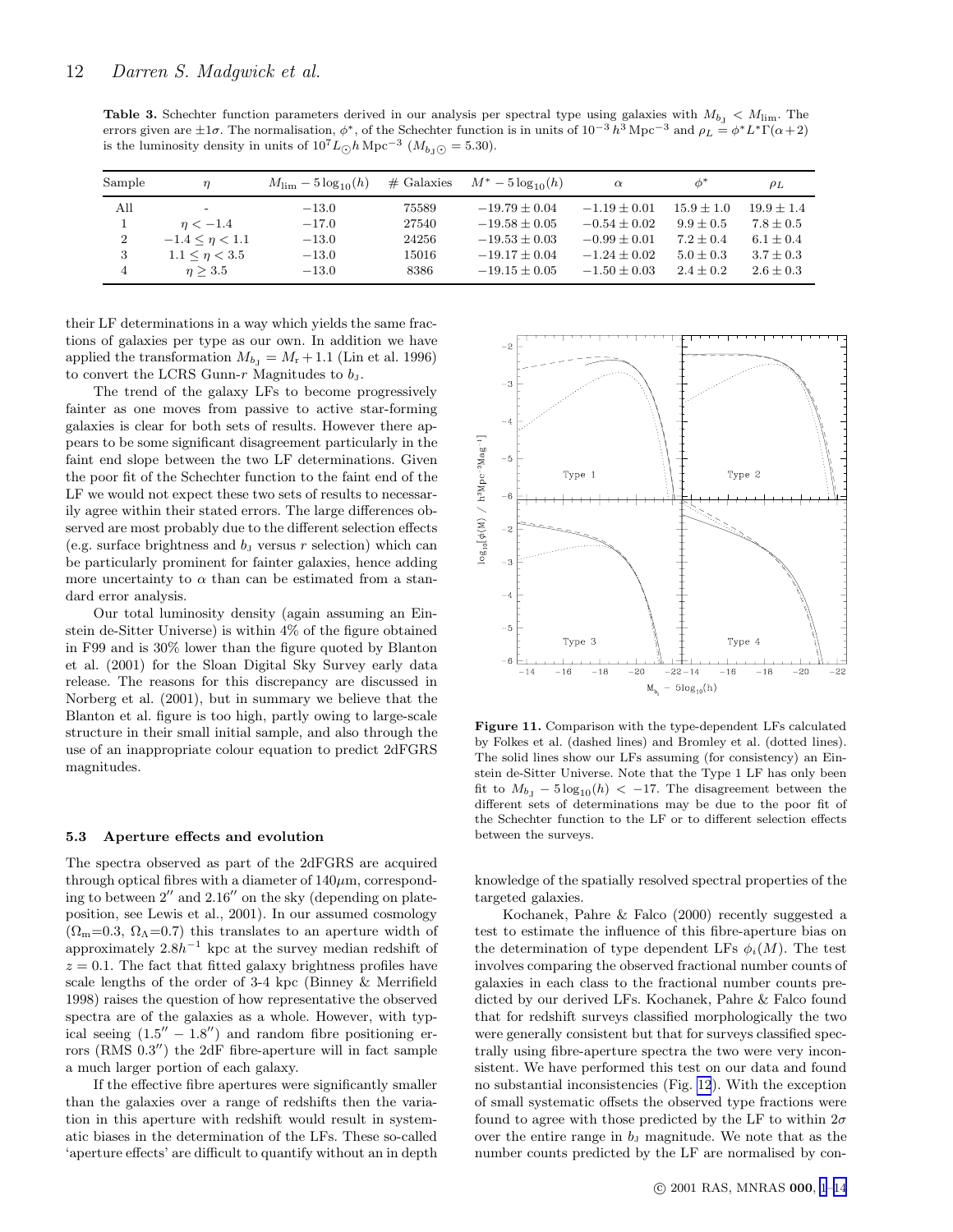**Table 3.** Schechter function parameters derived in our analysis per spectral type using galaxies with $M_{b_J} < M_{\rm lim}$. The errors given are $\pm 1\sigma$. The normalisation, $\phi^*$, of the Schechter function is in units of $10^{-3}\,h^3\,{\rm Mpc}^{-3}$ and $\rho_L = \phi^* L^* \Gamma(\alpha+2)$ is the luminosity density in units of $10^7 L_{\odot} h\,{\rm Mpc}^{-3}$ ($M_{b_J \odot} = 5.30$).

| Sample | $\eta$ | $M_{\rm lim} - 5\log_{10}(h)$ | # Galaxies | $M^* - 5\log_{10}(h)$ | $\alpha$ | $\phi^*$ | $\rho_L$ |
|---|---|---|---|---|---|---|---|
| All | - | $-13.0$ | 75589 | $-19.79 \pm 0.04$ | $-1.19 \pm 0.01$ | $15.9 \pm 1.0$ | $19.9 \pm 1.4$ |
| 1 | $\eta < -1.4$ | $-17.0$ | 27540 | $-19.58 \pm 0.05$ | $-0.54 \pm 0.02$ | $9.9 \pm 0.5$ | $7.8 \pm 0.5$ |
| 2 | $-1.4 \leq \eta < 1.1$ | $-13.0$ | 24256 | $-19.53 \pm 0.03$ | $-0.99 \pm 0.01$ | $7.2 \pm 0.4$ | $6.1 \pm 0.4$ |
| 3 | $1.1 \leq \eta < 3.5$ | $-13.0$ | 15016 | $-19.17 \pm 0.04$ | $-1.24 \pm 0.02$ | $5.0 \pm 0.3$ | $3.7 \pm 0.3$ |
| 4 | $\eta \geq 3.5$ | $-13.0$ | 8386 | $-19.15 \pm 0.05$ | $-1.50 \pm 0.03$ | $2.4 \pm 0.2$ | $2.6 \pm 0.3$ |

their LF determinations in a way which yields the same fractions of galaxies per type as our own. In addition we have applied the transformation $M_{b_J} = M_r + 1.1$ (Lin et al. 1996) to convert the LCRS Gunn-$r$ Magnitudes to $b_J$.

The trend of the galaxy LFs to become progressively fainter as one moves from passive to active star-forming galaxies is clear for both sets of results. However there appears to be some significant disagreement particularly in the faint end slope between the two LF determinations. Given the poor fit of the Schechter function to the faint end of the LF we would not expect these two sets of results to necessarily agree within their stated errors. The large differences observed are most probably due to the different selection effects (e.g. surface brightness and $b_J$ versus $r$ selection) which can be particularly prominent for fainter galaxies, hence adding more uncertainty to $\alpha$ than can be estimated from a standard error analysis.

Our total luminosity density (again assuming an Einstein de-Sitter Universe) is within 4% of the figure obtained in F99 and is 30% lower than the figure quoted by Blanton et al. (2001) for the Sloan Digital Sky Survey early data release. The reasons for this discrepancy are discussed in Norberg et al. (2001), but in summary we believe that the Blanton et al. figure is too high, partly owing to large-scale structure in their small initial sample, and also through the use of an inappropriate colour equation to predict 2dFGRS magnitudes.

**Figure 11.** Comparison with the type-dependent LFs calculated by Folkes et al. (dashed lines) and Bromley et al. (dotted lines). The solid lines show our LFs assuming (for consistency) an Einstein de-Sitter Universe. Note that the Type 1 LF has only been fit to $M_{b_J} - 5\log_{10}(h) < -17$. The disagreement between the different sets of determinations may be due to the poor fit of the Schechter function to the LF or to different selection effects between the surveys.

### 5.3 Aperture effects and evolution

The spectra observed as part of the 2dFGRS are acquired through optical fibres with a diameter of 140$\mu$m, corresponding to between $2''$ and $2.16''$ on the sky (depending on plate-position, see Lewis et al., 2001). In our assumed cosmology ($\Omega_{\rm m}$=0.3, $\Omega_\Lambda$=0.7) this translates to an aperture width of approximately $2.8h^{-1}$ kpc at the survey median redshift of $z = 0.1$. The fact that fitted galaxy brightness profiles have scale lengths of the order of 3-4 kpc (Binney & Merrifield 1998) raises the question of how representative the observed spectra are of the galaxies as a whole. However, with typical seeing ($1.5'' - 1.8''$) and random fibre positioning errors (RMS $0.3''$) the 2dF fibre-aperture will in fact sample a much larger portion of each galaxy.

If the effective fibre apertures were significantly smaller than the galaxies over a range of redshifts then the variation in this aperture with redshift would result in systematic biases in the determination of the LFs. These so-called 'aperture effects' are difficult to quantify without an in depth knowledge of the spatially resolved spectral properties of the targeted galaxies.

Kochanek, Pahre & Falco (2000) recently suggested a test to estimate the influence of this fibre-aperture bias on the determination of type dependent LFs $\phi_i(M)$. The test involves comparing the observed fractional number counts of galaxies in each class to the fractional number counts predicted by our derived LFs. Kochanek, Pahre & Falco found that for redshift surveys classified morphologically the two were generally consistent but that for surveys classified spectrally using fibre-aperture spectra the two were very inconsistent. We have performed this test on our data and found no substantial inconsistencies (Fig. 12). With the exception of small systematic offsets the observed type fractions were found to agree with those predicted by the LF to within $2\sigma$ over the entire range in $b_J$ magnitude. We note that as the number counts predicted by the LF are normalised by con-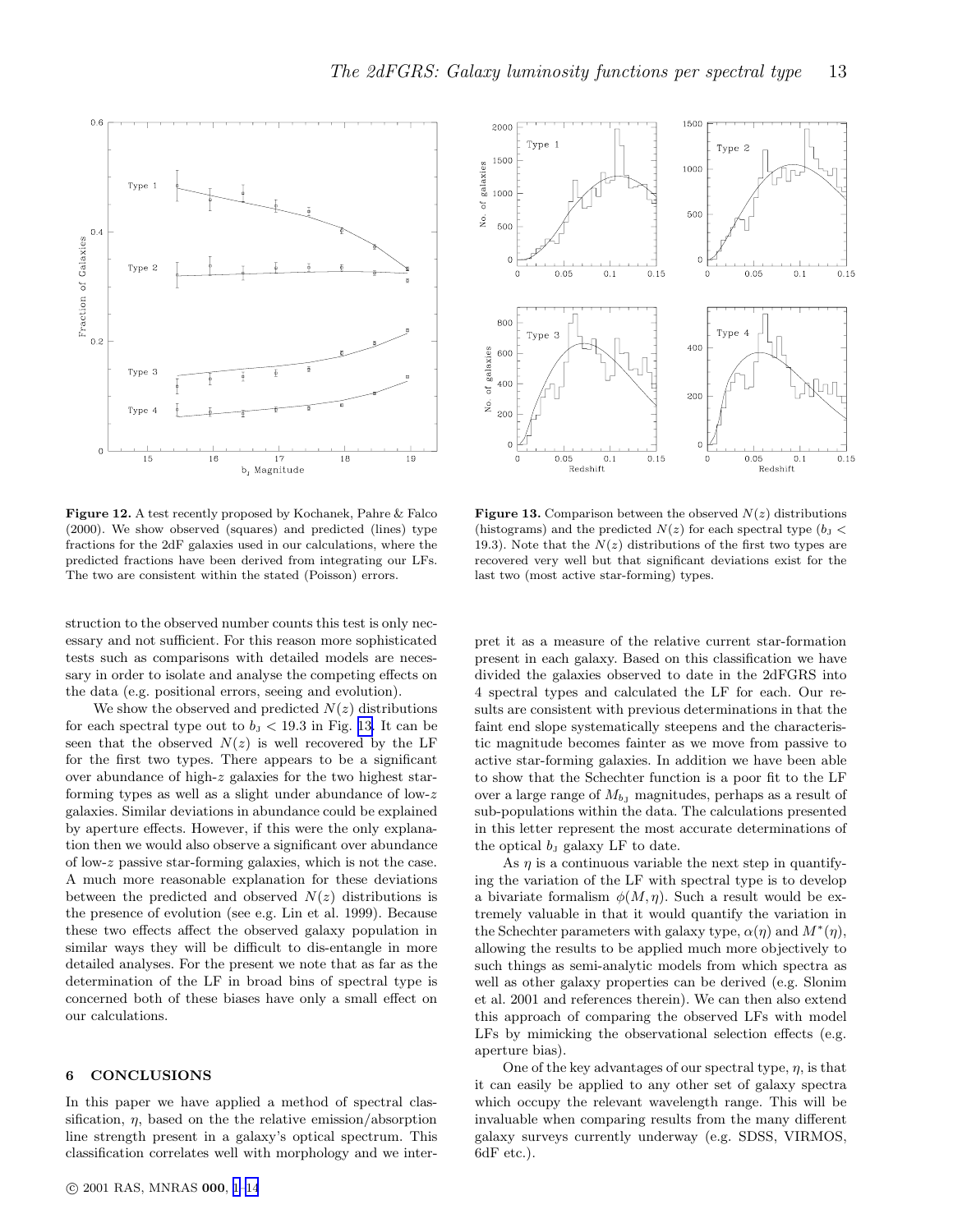**Figure 12.** A test recently proposed by Kochanek, Pahre & Falco (2000). We show observed (squares) and predicted (lines) type fractions for the 2dF galaxies used in our calculations, where the predicted fractions have been derived from integrating our LFs. The two are consistent within the stated (Poisson) errors.

**Figure 13.** Comparison between the observed $N(z)$ distributions (histograms) and the predicted $N(z)$ for each spectral type ($b_J < 19.3$). Note that the $N(z)$ distributions of the first two types are recovered very well but that significant deviations exist for the last two (most active star-forming) types.

struction to the observed number counts this test is only necessary and not sufficient. For this reason more sophisticated tests such as comparisons with detailed models are necessary in order to isolate and analyse the competing effects on the data (e.g. positional errors, seeing and evolution).

We show the observed and predicted $N(z)$ distributions for each spectral type out to $b_J < 19.3$ in Fig. 13. It can be seen that the observed $N(z)$ is well recovered by the LF for the first two types. There appears to be a significant over abundance of high-$z$ galaxies for the two highest star-forming types as well as a slight under abundance of low-$z$ galaxies. Similar deviations in abundance could be explained by aperture effects. However, if this were the only explanation then we would also observe a significant over abundance of low-$z$ passive star-forming galaxies, which is not the case. A much more reasonable explanation for these deviations between the predicted and observed $N(z)$ distributions is the presence of evolution (see e.g. Lin et al. 1999). Because these two effects affect the observed galaxy population in similar ways they will be difficult to dis-entangle in more detailed analyses. For the present we note that as far as the determination of the LF in broad bins of spectral type is concerned both of these biases have only a small effect on our calculations.

## 6 CONCLUSIONS

In this paper we have applied a method of spectral classification, $\eta$, based on the the relative emission/absorption line strength present in a galaxy's optical spectrum. This classification correlates well with morphology and we interpret it as a measure of the relative current star-formation present in each galaxy. Based on this classification we have divided the galaxies observed to date in the 2dFGRS into 4 spectral types and calculated the LF for each. Our results are consistent with previous determinations in that the faint end slope systematically steepens and the characteristic magnitude becomes fainter as we move from passive to active star-forming galaxies. In addition we have been able to show that the Schechter function is a poor fit to the LF over a large range of $M_{b_J}$ magnitudes, perhaps as a result of sub-populations within the data. The calculations presented in this letter represent the most accurate determinations of the optical $b_J$ galaxy LF to date.

As $\eta$ is a continuous variable the next step in quantifying the variation of the LF with spectral type is to develop a bivariate formalism $\phi(M, \eta)$. Such a result would be extremely valuable in that it would quantify the variation in the Schechter parameters with galaxy type, $\alpha(\eta)$ and $M^*(\eta)$, allowing the results to be applied much more objectively to such things as semi-analytic models from which spectra as well as other galaxy properties can be derived (e.g. Slonim et al. 2001 and references therein). We can then also extend this approach of comparing the observed LFs with model LFs by mimicking the observational selection effects (e.g. aperture bias).

One of the key advantages of our spectral type, $\eta$, is that it can easily be applied to any other set of galaxy spectra which occupy the relevant wavelength range. This will be invaluable when comparing results from the many different galaxy surveys currently underway (e.g. SDSS, VIRMOS, 6dF etc.).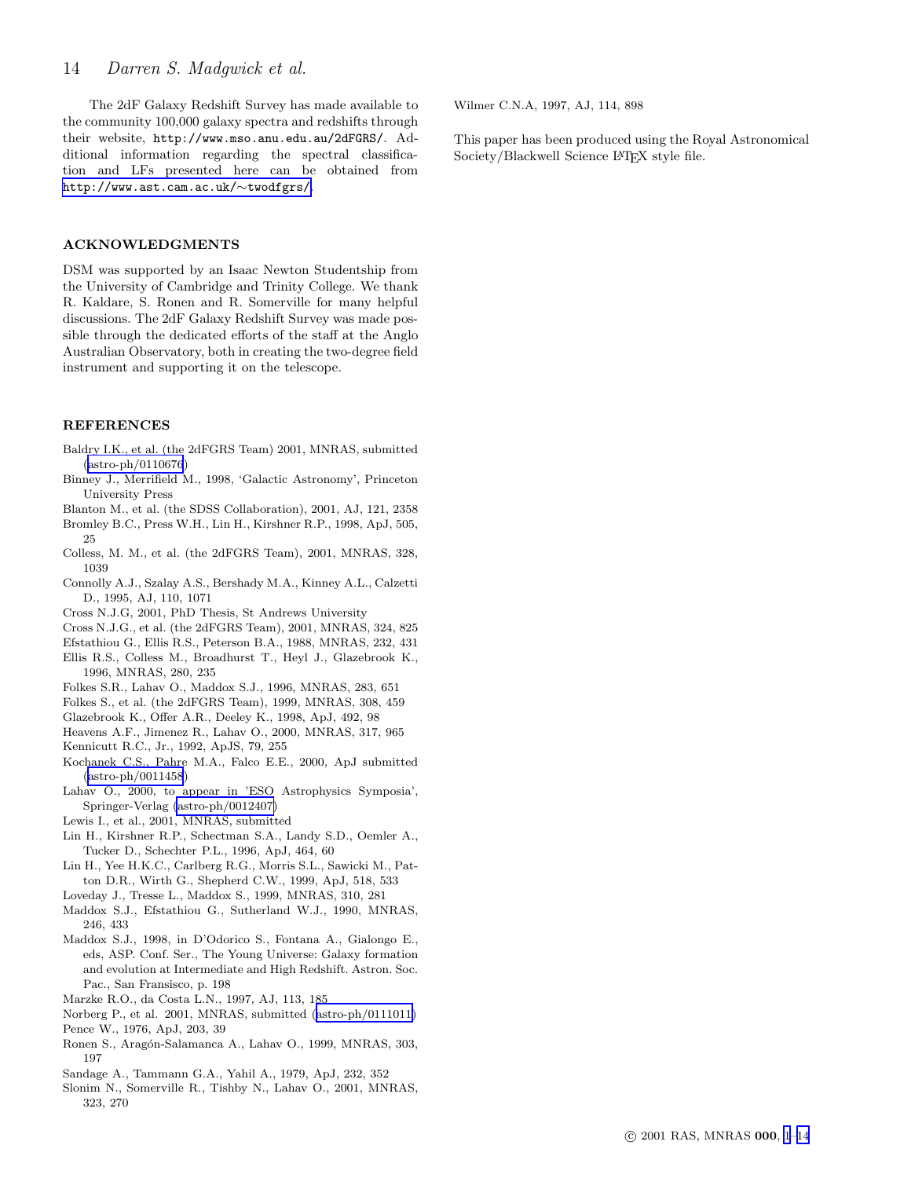The 2dF Galaxy Redshift Survey has made available to the community 100,000 galaxy spectra and redshifts through their website, http://www.mso.anu.edu.au/2dFGRS/. Additional information regarding the spectral classification and LFs presented here can be obtained from http://www.ast.cam.ac.uk/∼twodfgrs/.

## ACKNOWLEDGMENTS

DSM was supported by an Isaac Newton Studentship from the University of Cambridge and Trinity College. We thank R. Kaldare, S. Ronen and R. Somerville for many helpful discussions. The 2dF Galaxy Redshift Survey was made possible through the dedicated efforts of the staff at the Anglo Australian Observatory, both in creating the two-degree field instrument and supporting it on the telescope.

## REFERENCES

Baldry I.K., et al. (the 2dFGRS Team) 2001, MNRAS, submitted (astro-ph/0110676)

Binney J., Merrifield M., 1998, 'Galactic Astronomy', Princeton University Press

Blanton M., et al. (the SDSS Collaboration), 2001, AJ, 121, 2358

Bromley B.C., Press W.H., Lin H., Kirshner R.P., 1998, ApJ, 505, 25

Colless, M. M., et al. (the 2dFGRS Team), 2001, MNRAS, 328, 1039

Connolly A.J., Szalay A.S., Bershady M.A., Kinney A.L., Calzetti D., 1995, AJ, 110, 1071

Cross N.J.G, 2001, PhD Thesis, St Andrews University

Cross N.J.G., et al. (the 2dFGRS Team), 2001, MNRAS, 324, 825

Efstathiou G., Ellis R.S., Peterson B.A., 1988, MNRAS, 232, 431

Ellis R.S., Colless M., Broadhurst T., Heyl J., Glazebrook K., 1996, MNRAS, 280, 235

Folkes S.R., Lahav O., Maddox S.J., 1996, MNRAS, 283, 651

Folkes S., et al. (the 2dFGRS Team), 1999, MNRAS, 308, 459

Glazebrook K., Offer A.R., Deeley K., 1998, ApJ, 492, 98

Heavens A.F., Jimenez R., Lahav O., 2000, MNRAS, 317, 965

Kennicutt R.C., Jr., 1992, ApJS, 79, 255

Kochanek C.S., Pahre M.A., Falco E.E., 2000, ApJ submitted (astro-ph/0011458)

Lahav O., 2000, to appear in 'ESO Astrophysics Symposia', Springer-Verlag (astro-ph/0012407)

Lewis I., et al., 2001, MNRAS, submitted

Lin H., Kirshner R.P., Schectman S.A., Landy S.D., Oemler A., Tucker D., Schechter P.L., 1996, ApJ, 464, 60

Lin H., Yee H.K.C., Carlberg R.G., Morris S.L., Sawicki M., Patton D.R., Wirth G., Shepherd C.W., 1999, ApJ, 518, 533

Loveday J., Tresse L., Maddox S., 1999, MNRAS, 310, 281

Maddox S.J., Efstathiou G., Sutherland W.J., 1990, MNRAS, 246, 433

Maddox S.J., 1998, in D'Odorico S., Fontana A., Gialongo E., eds, ASP. Conf. Ser., The Young Universe: Galaxy formation and evolution at Intermediate and High Redshift. Astron. Soc. Pac., San Fransisco, p. 198

Marzke R.O., da Costa L.N., 1997, AJ, 113, 185

Norberg P., et al. 2001, MNRAS, submitted (astro-ph/0111011)

Pence W., 1976, ApJ, 203, 39

Ronen S., Aragón-Salamanca A., Lahav O., 1999, MNRAS, 303, 197

Sandage A., Tammann G.A., Yahil A., 1979, ApJ, 232, 352

Slonim N., Somerville R., Tishby N., Lahav O., 2001, MNRAS, 323, 270

Wilmer C.N.A, 1997, AJ, 114, 898

This paper has been produced using the Royal Astronomical Society/Blackwell Science LaTeX style file.